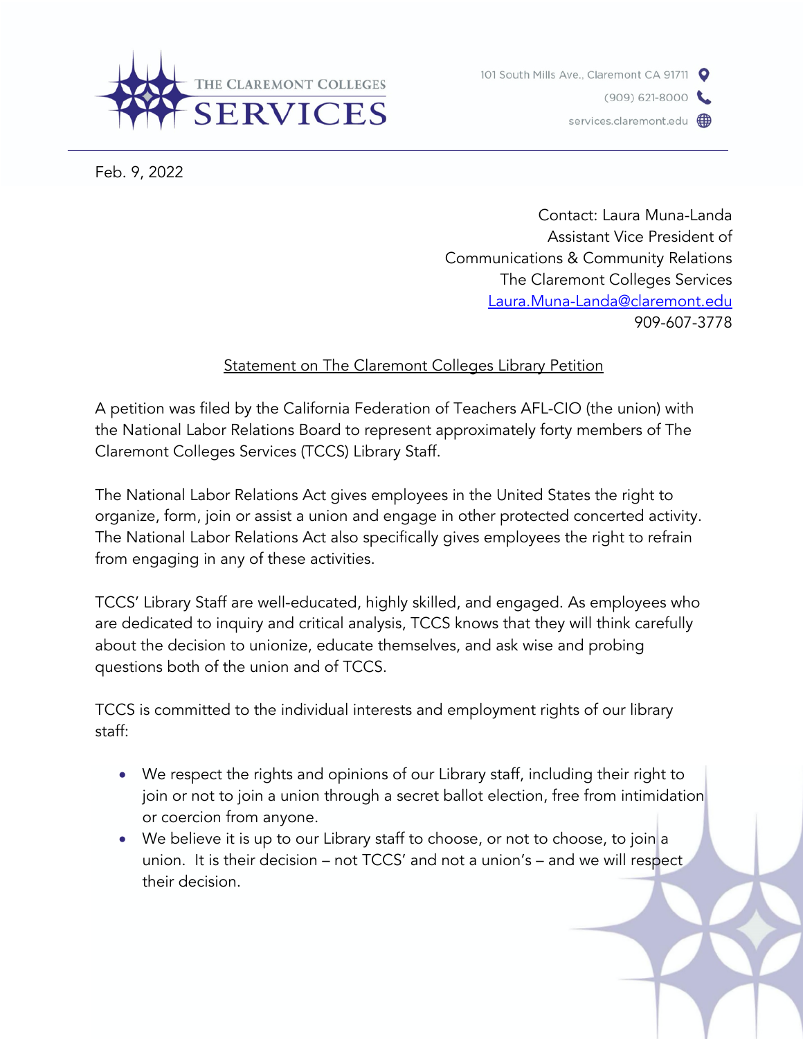THE CLAREMONT COLLEGES
SERVICES

101 South Mills Ave., Claremont CA 91711
(909) 621-8000
services.claremont.edu

Feb. 9, 2022

Contact: Laura Muna-Landa
Assistant Vice President of
Communications & Community Relations
The Claremont Colleges Services
Laura.Muna-Landa@claremont.edu
909-607-3778

## Statement on The Claremont Colleges Library Petition

A petition was filed by the California Federation of Teachers AFL-CIO (the union) with the National Labor Relations Board to represent approximately forty members of The Claremont Colleges Services (TCCS) Library Staff.

The National Labor Relations Act gives employees in the United States the right to organize, form, join or assist a union and engage in other protected concerted activity. The National Labor Relations Act also specifically gives employees the right to refrain from engaging in any of these activities.

TCCS' Library Staff are well-educated, highly skilled, and engaged. As employees who are dedicated to inquiry and critical analysis, TCCS knows that they will think carefully about the decision to unionize, educate themselves, and ask wise and probing questions both of the union and of TCCS.

TCCS is committed to the individual interests and employment rights of our library staff:

- We respect the rights and opinions of our Library staff, including their right to join or not to join a union through a secret ballot election, free from intimidation or coercion from anyone.
- We believe it is up to our Library staff to choose, or not to choose, to join a union. It is their decision – not TCCS' and not a union's – and we will respect their decision.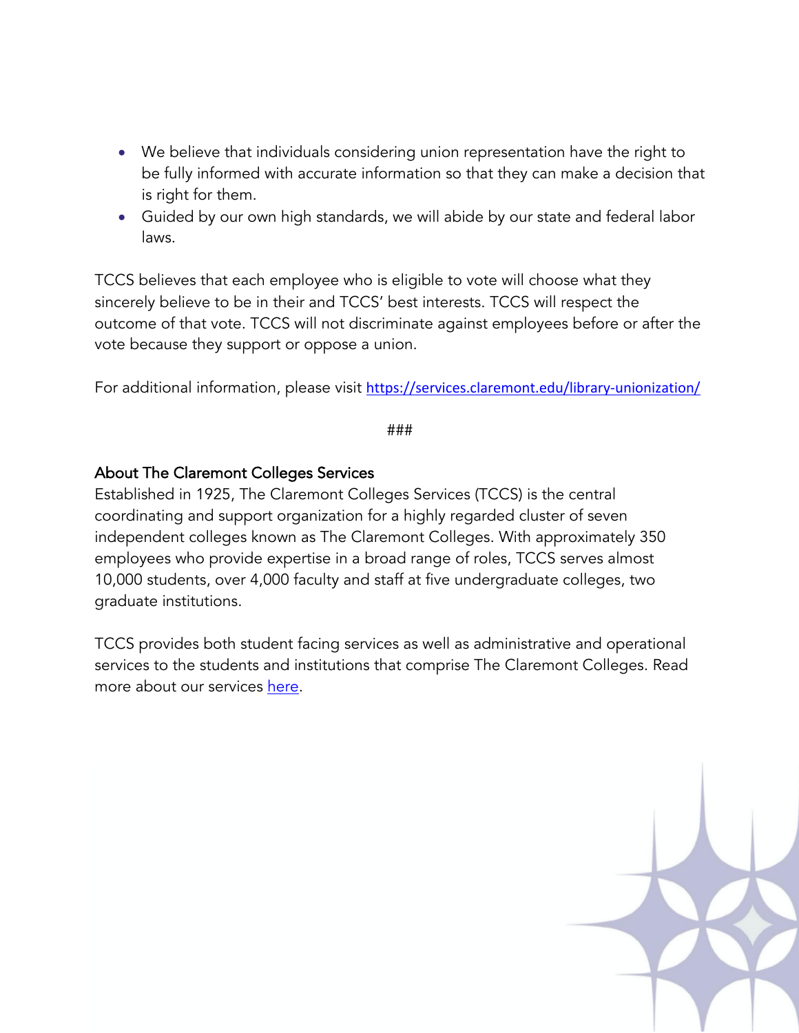- We believe that individuals considering union representation have the right to be fully informed with accurate information so that they can make a decision that is right for them.
- Guided by our own high standards, we will abide by our state and federal labor laws.

TCCS believes that each employee who is eligible to vote will choose what they sincerely believe to be in their and TCCS' best interests. TCCS will respect the outcome of that vote. TCCS will not discriminate against employees before or after the vote because they support or oppose a union.

For additional information, please visit https://services.claremont.edu/library-unionization/

###

**About The Claremont Colleges Services**

Established in 1925, The Claremont Colleges Services (TCCS) is the central coordinating and support organization for a highly regarded cluster of seven independent colleges known as The Claremont Colleges. With approximately 350 employees who provide expertise in a broad range of roles, TCCS serves almost 10,000 students, over 4,000 faculty and staff at five undergraduate colleges, two graduate institutions.

TCCS provides both student facing services as well as administrative and operational services to the students and institutions that comprise The Claremont Colleges. Read more about our services here.